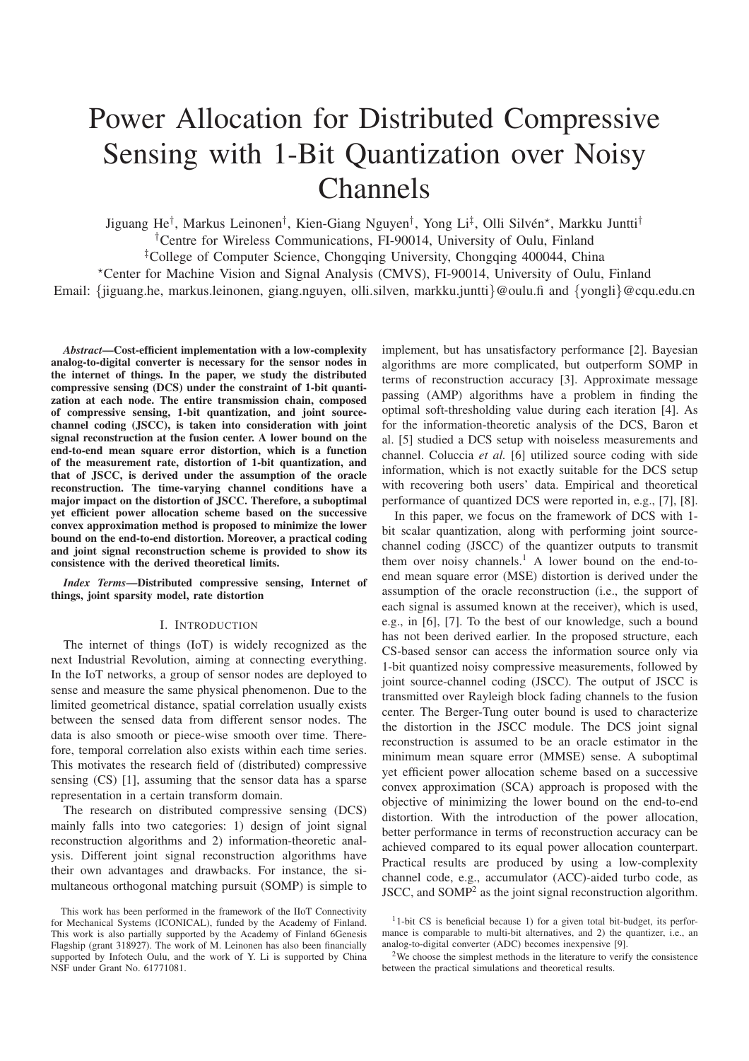# Power Allocation for Distributed Compressive Sensing with 1-Bit Quantization over Noisy Channels

Jiguang He[†], Markus Leinonen[†], Kien-Giang Nguyen[†], Yong Li[‡], Olli Silvén[⋆], Markku Juntti[†]

[†]Centre for Wireless Communications, FI-90014, University of Oulu, Finland

[‡]College of Computer Science, Chongqing University, Chongqing 400044, China

[⋆]Center for Machine Vision and Signal Analysis (CMVS), FI-90014, University of Oulu, Finland

Email: {jiguang.he, markus.leinonen, giang.nguyen, olli.silven, markku.juntti}@oulu.fi and {yongli}@cqu.edu.cn

***Abstract*—Cost-efficient implementation with a low-complexity analog-to-digital converter is necessary for the sensor nodes in the internet of things. In the paper, we study the distributed compressive sensing (DCS) under the constraint of 1-bit quantization at each node. The entire transmission chain, composed of compressive sensing, 1-bit quantization, and joint source-channel coding (JSCC), is taken into consideration with joint signal reconstruction at the fusion center. A lower bound on the end-to-end mean square error distortion, which is a function of the measurement rate, distortion of 1-bit quantization, and that of JSCC, is derived under the assumption of the oracle reconstruction. The time-varying channel conditions have a major impact on the distortion of JSCC. Therefore, a suboptimal yet efficient power allocation scheme based on the successive convex approximation method is proposed to minimize the lower bound on the end-to-end distortion. Moreover, a practical coding and joint signal reconstruction scheme is provided to show its consistence with the derived theoretical limits.**

***Index Terms*—Distributed compressive sensing, Internet of things, joint sparsity model, rate distortion**

## I. Introduction

The internet of things (IoT) is widely recognized as the next Industrial Revolution, aiming at connecting everything. In the IoT networks, a group of sensor nodes are deployed to sense and measure the same physical phenomenon. Due to the limited geometrical distance, spatial correlation usually exists between the sensed data from different sensor nodes. The data is also smooth or piece-wise smooth over time. Therefore, temporal correlation also exists within each time series. This motivates the research field of (distributed) compressive sensing (CS) [1], assuming that the sensor data has a sparse representation in a certain transform domain.

The research on distributed compressive sensing (DCS) mainly falls into two categories: 1) design of joint signal reconstruction algorithms and 2) information-theoretic analysis. Different joint signal reconstruction algorithms have their own advantages and drawbacks. For instance, the simultaneous orthogonal matching pursuit (SOMP) is simple to implement, but has unsatisfactory performance [2]. Bayesian algorithms are more complicated, but outperform SOMP in terms of reconstruction accuracy [3]. Approximate message passing (AMP) algorithms have a problem in finding the optimal soft-thresholding value during each iteration [4]. As for the information-theoretic analysis of the DCS, Baron et al. [5] studied a DCS setup with noiseless measurements and channel. Coluccia *et al.* [6] utilized source coding with side information, which is not exactly suitable for the DCS setup with recovering both users' data. Empirical and theoretical performance of quantized DCS were reported in, e.g., [7], [8].

In this paper, we focus on the framework of DCS with 1-bit scalar quantization, along with performing joint source-channel coding (JSCC) of the quantizer outputs to transmit them over noisy channels.[1] A lower bound on the end-to-end mean square error (MSE) distortion is derived under the assumption of the oracle reconstruction (i.e., the support of each signal is assumed known at the receiver), which is used, e.g., in [6], [7]. To the best of our knowledge, such a bound has not been derived earlier. In the proposed structure, each CS-based sensor can access the information source only via 1-bit quantized noisy compressive measurements, followed by joint source-channel coding (JSCC). The output of JSCC is transmitted over Rayleigh block fading channels to the fusion center. The Berger-Tung outer bound is used to characterize the distortion in the JSCC module. The DCS joint signal reconstruction is assumed to be an oracle estimator in the minimum mean square error (MMSE) sense. A suboptimal yet efficient power allocation scheme based on a successive convex approximation (SCA) approach is proposed with the objective of minimizing the lower bound on the end-to-end distortion. With the introduction of the power allocation, better performance in terms of reconstruction accuracy can be achieved compared to its equal power allocation counterpart. Practical results are produced by using a low-complexity channel code, e.g., accumulator (ACC)-aided turbo code, as JSCC, and SOMP[2] as the joint signal reconstruction algorithm.

This work has been performed in the framework of the IIoT Connectivity for Mechanical Systems (ICONICAL), funded by the Academy of Finland. This work is also partially supported by the Academy of Finland 6Genesis Flagship (grant 318927). The work of M. Leinonen has also been financially supported by Infotech Oulu, and the work of Y. Li is supported by China NSF under Grant No. 61771081.

[1] 1-bit CS is beneficial because 1) for a given total bit-budget, its performance is comparable to multi-bit alternatives, and 2) the quantizer, i.e., an analog-to-digital converter (ADC) becomes inexpensive [9].

[2] We choose the simplest methods in the literature to verify the consistence between the practical simulations and theoretical results.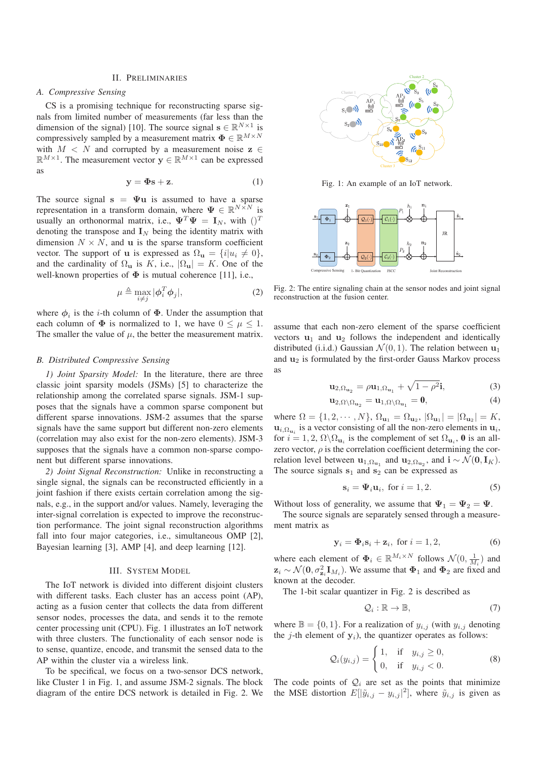## II. Preliminaries

### A. Compressive Sensing

CS is a promising technique for reconstructing sparse signals from limited number of measurements (far less than the dimension of the signal) [10]. The source signal $\mathbf{s} \in \mathbb{R}^{N\times 1}$ is compressively sampled by a measurement matrix $\mathbf{\Phi} \in \mathbb{R}^{M\times N}$ with $M < N$ and corrupted by a measurement noise $\mathbf{z} \in \mathbb{R}^{M\times 1}$. The measurement vector $\mathbf{y} \in \mathbb{R}^{M\times 1}$ can be expressed as

$$\mathbf{y} = \mathbf{\Phi}\mathbf{s} + \mathbf{z}. \tag{1}$$

The source signal $\mathbf{s} = \mathbf{\Psi}\mathbf{u}$ is assumed to have a sparse representation in a transform domain, where $\mathbf{\Psi} \in \mathbb{R}^{N\times N}$ is usually an orthonormal matrix, i.e., $\mathbf{\Psi}^T\mathbf{\Psi} = \mathbf{I}_N$, with $()^T$ denoting the transpose and $\mathbf{I}_N$ being the identity matrix with dimension $N \times N$, and $\mathbf{u}$ is the sparse transform coefficient vector. The support of $\mathbf{u}$ is expressed as $\Omega_{\mathbf{u}} = \{i|u_i \neq 0\}$, and the cardinality of $\Omega_{\mathbf{u}}$ is $K$, i.e., $|\Omega_{\mathbf{u}}| = K$. One of the well-known properties of $\mathbf{\Phi}$ is mutual coherence [11], i.e.,

$$\mu \triangleq \max_{i\neq j} |\boldsymbol{\phi}_i^T \boldsymbol{\phi}_j|, \tag{2}$$

where $\boldsymbol{\phi}_i$ is the $i$-th column of $\mathbf{\Phi}$. Under the assumption that each column of $\mathbf{\Phi}$ is normalized to 1, we have $0 \leq \mu \leq 1$. The smaller the value of $\mu$, the better the measurement matrix.

### B. Distributed Compressive Sensing

*1) Joint Sparsity Model:* In the literature, there are three classic joint sparsity models (JSMs) [5] to characterize the relationship among the correlated sparse signals. JSM-1 supposes that the signals have a common sparse component but different sparse innovations. JSM-2 assumes that the sparse signals have the same support but different non-zero elements (correlation may also exist for the non-zero elements). JSM-3 supposes that the signals have a common non-sparse component but different sparse innovations.

*2) Joint Signal Reconstruction:* Unlike in reconstructing a single signal, the signals can be reconstructed efficiently in a joint fashion if there exists certain correlation among the signals, e.g., in the support and/or values. Namely, leveraging the inter-signal correlation is expected to improve the reconstruction performance. The joint signal reconstruction algorithms fall into four major categories, i.e., simultaneous OMP [2], Bayesian learning [3], AMP [4], and deep learning [12].

## III. System Model

The IoT network is divided into different disjoint clusters with different tasks. Each cluster has an access point (AP), acting as a fusion center that collects the data from different sensor nodes, processes the data, and sends it to the remote center processing unit (CPU). Fig. 1 illustrates an IoT network with three clusters. The functionality of each sensor node is to sense, quantize, encode, and transmit the sensed data to the AP within the cluster via a wireless link.

To be specific, we focus on a two-sensor DCS network, like Cluster 1 in Fig. 1, and assume JSM-2 signals. The block diagram of the entire DCS network is detailed in Fig. 2. We

Fig. 1: An example of an IoT network.

Fig. 2: The entire signaling chain at the sensor nodes and joint signal reconstruction at the fusion center.

assume that each non-zero element of the sparse coefficient vectors $\mathbf{u}_1$ and $\mathbf{u}_2$ follows the independent and identically distributed (i.i.d.) Gaussian $\mathcal{N}(0, 1)$. The relation between $\mathbf{u}_1$ and $\mathbf{u}_2$ is formulated by the first-order Gauss Markov process as

$$\mathbf{u}_{2,\Omega_{\mathbf{u}_2}} = \rho\mathbf{u}_{1,\Omega_{\mathbf{u}_1}} + \sqrt{1-\rho^2}\mathbf{i}, \tag{3}$$

$$\mathbf{u}_{2,\Omega\backslash\Omega_{\mathbf{u}_2}} = \mathbf{u}_{1,\Omega\backslash\Omega_{\mathbf{u}_1}} = \mathbf{0}, \tag{4}$$

where $\Omega = \{1, 2, \cdots, N\}$, $\Omega_{\mathbf{u}_1} = \Omega_{\mathbf{u}_2}$, $|\Omega_{\mathbf{u}_1}| = |\Omega_{\mathbf{u}_2}| = K$, $\mathbf{u}_{i,\Omega_{\mathbf{u}_i}}$ is a vector consisting of all the non-zero elements in $\mathbf{u}_i$, for $i = 1, 2$, $\Omega\backslash\Omega_{\mathbf{u}_i}$ is the complement of set $\Omega_{\mathbf{u}_i}$, $\mathbf{0}$ is an all-zero vector, $\rho$ is the correlation coefficient determining the correlation level between $\mathbf{u}_{1,\Omega_{\mathbf{u}_1}}$ and $\mathbf{u}_{2,\Omega_{\mathbf{u}_2}}$, and $\mathbf{i} \sim \mathcal{N}(\mathbf{0}, \mathbf{I}_K)$. The source signals $\mathbf{s}_1$ and $\mathbf{s}_2$ can be expressed as

$$\mathbf{s}_i = \mathbf{\Psi}_i\mathbf{u}_i, \text{ for } i = 1, 2. \tag{5}$$

Without loss of generality, we assume that $\mathbf{\Psi}_1 = \mathbf{\Psi}_2 = \mathbf{\Psi}$.

The source signals are separately sensed through a measurement matrix as

$$\mathbf{y}_i = \mathbf{\Phi}_i\mathbf{s}_i + \mathbf{z}_i, \text{ for } i = 1, 2, \tag{6}$$

where each element of $\mathbf{\Phi}_i \in \mathbb{R}^{M_i\times N}$ follows $\mathcal{N}(0, \frac{1}{M_i})$ and $\mathbf{z}_i \sim \mathcal{N}(\mathbf{0}, \sigma^2_{\mathbf{z}_i}\mathbf{I}_{M_i})$. We assume that $\mathbf{\Phi}_1$ and $\mathbf{\Phi}_2$ are fixed and known at the decoder.

The 1-bit scalar quantizer in Fig. 2 is described as

$$\mathcal{Q}_i : \mathbb{R} \rightarrow \mathbb{B}, \tag{7}$$

where $\mathbb{B} = \{0, 1\}$. For a realization of $y_{i,j}$ (with $y_{i,j}$ denoting the $j$-th element of $\mathbf{y}_i$), the quantizer operates as follows:

$$\mathcal{Q}_i(y_{i,j}) = \begin{cases} 1, & \text{if } \ y_{i,j} \geq 0, \\ 0, & \text{if } \ y_{i,j} < 0. \end{cases} \tag{8}$$

The code points of $\mathcal{Q}_i$ are set as the points that minimize the MSE distortion $E[|\tilde{y}_{i,j} - y_{i,j}|^2]$, where $\tilde{y}_{i,j}$ is given as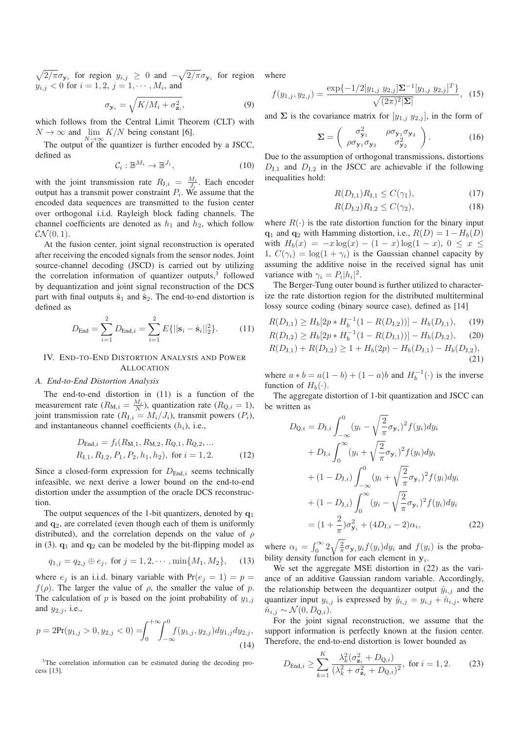$\sqrt{2/\pi}\sigma_{\mathbf{y}_i}$ for region $y_{i,j} \geq 0$ and $-\sqrt{2/\pi}\sigma_{\mathbf{y}_i}$ for region $y_{i,j} < 0$ for $i = 1, 2$, $j = 1, \cdots, M_i$, and

$$\sigma_{\mathbf{y}_i} = \sqrt{K/M_i + \sigma_{\mathbf{z}_i}^2}, \tag{9}$$

which follows from the Central Limit Theorem (CLT) with $N \to \infty$ and $\lim_{N\to\infty} K/N$ being constant [6].

The output of the quantizer is further encoded by a JSCC, defined as

$$\mathcal{C}_i : \mathbb{B}^{M_i} \to \mathbb{B}^{J_i}, \tag{10}$$

with the joint transmission rate $R_{\mathrm{J},i} = \frac{M_i}{J_i}$. Each encoder output has a transmit power constraint $P_i$. We assume that the encoded data sequences are transmitted to the fusion center over orthogonal i.i.d. Rayleigh block fading channels. The channel coefficients are denoted as $h_1$ and $h_2$, which follow $\mathcal{CN}(0, 1)$.

At the fusion center, joint signal reconstruction is operated after receiving the encoded signals from the sensor nodes. Joint source-channel decoding (JSCD) is carried out by utilizing the correlation information of quantizer outputs,[3] followed by dequantization and joint signal reconstruction of the DCS part with final outputs $\hat{\mathbf{s}}_1$ and $\hat{\mathbf{s}}_2$. The end-to-end distortion is defined as

$$D_{\mathrm{End}} = \sum_{i=1}^{2} D_{\mathrm{End},i} = \sum_{i=1}^{2} E\{||\mathbf{s}_i - \hat{\mathbf{s}}_i||_2^2\}. \tag{11}$$

## IV. End-to-End Distortion Analysis and Power Allocation

### A. End-to-End Distortion Analysis

The end-to-end distortion in (11) is a function of the measurement rate ($R_{\mathrm{M},i} = \frac{M_i}{N}$), quantization rate ($R_{\mathrm{Q},i} = 1$), joint transmission rate ($R_{\mathrm{J},i} = M_i/J_i$), transmit powers ($P_i$), and instantaneous channel coefficients ($h_i$), i.e.,

$$\begin{aligned} D_{\mathrm{End},i} = f_i(&R_{\mathrm{M},1}, R_{\mathrm{M},2}, R_{\mathrm{Q},1}, R_{\mathrm{Q},2}, ... \\ &R_{\mathrm{J},1}, R_{\mathrm{J},2}, P_1, P_2, h_1, h_2), \text{ for } i = 1, 2. \end{aligned} \tag{12}$$

Since a closed-form expression for $D_{\mathrm{End},i}$ seems technically infeasible, we next derive a lower bound on the end-to-end distortion under the assumption of the oracle DCS reconstruction.

The output sequences of the 1-bit quantizers, denoted by $\mathbf{q}_1$ and $\mathbf{q}_2$, are correlated (even though each of them is uniformly distributed), and the correlation depends on the value of $\rho$ in (3). $\mathbf{q}_1$ and $\mathbf{q}_2$ can be modeled by the bit-flipping model as

$$q_{1,j} = q_{2,j} \oplus e_j, \text{ for } j = 1, 2, \cdots, \min\{M_1, M_2\}, \tag{13}$$

where $e_j$ is an i.i.d. binary variable with $\Pr(e_j = 1) = p = f(\rho)$. The larger the value of $\rho$, the smaller the value of $p$. The calculation of $p$ is based on the joint probability of $y_{1,j}$ and $y_{2,j}$, i.e.,

$$p = 2\Pr(y_{1,j} > 0, y_{2,j} < 0) = \int_0^{+\infty}\int_{-\infty}^{0} f(y_{1,j}, y_{2,j}) dy_{1,j} dy_{2,j}, \tag{14}$$

where

$$f(y_{1,j}, y_{2,j}) = \frac{\exp\{-1/2[y_{1,j}\ y_{2,j}]\mathbf{\Sigma}^{-1}[y_{1,j}\ y_{2,j}]^T\}}{\sqrt{(2\pi)^2|\mathbf{\Sigma}|}}, \tag{15}$$

and $\mathbf{\Sigma}$ is the covariance matrix for $[y_{1,j}\ y_{2,j}]$, in the form of

$$\mathbf{\Sigma} = \begin{pmatrix} \sigma_{\mathbf{y}_1}^2 & \rho\sigma_{\mathbf{y}_1}\sigma_{\mathbf{y}_2} \\ \rho\sigma_{\mathbf{y}_1}\sigma_{\mathbf{y}_2} & \sigma_{\mathbf{y}_2}^2 \end{pmatrix}. \tag{16}$$

Due to the assumption of orthogonal transmissions, distortions $D_{\mathrm{J},1}$ and $D_{\mathrm{J},2}$ in the JSCC are achievable if the following inequalities hold:

$$R(D_{\mathrm{J},1})R_{\mathrm{J},1} \leq C(\gamma_1), \tag{17}$$

$$R(D_{\mathrm{J},2})R_{\mathrm{J},2} \leq C(\gamma_2), \tag{18}$$

where $R(\cdot)$ is the rate distortion function for the binary input $\mathbf{q}_1$ and $\mathbf{q}_2$ with Hamming distortion, i.e., $R(D) = 1 - H_b(D)$ with $H_b(x) = -x\log(x) - (1-x)\log(1-x)$, $0 \leq x \leq 1$, $C(\gamma_i) = \log(1 + \gamma_i)$ is the Gaussian channel capacity by assuming the additive noise in the received signal has unit variance with $\gamma_i = P_i|h_i|^2$.

The Berger-Tung outer bound is further utilized to characterize the rate distortion region for the distributed multiterminal lossy source coding (binary source case), defined as [14]

$$R(D_{\mathrm{J},1}) \geq H_b[2p * H_b^{-1}(1 - R(D_{\mathrm{J},2}))] - H_b(D_{\mathrm{J},1}), \tag{19}$$

$$R(D_{\mathrm{J},2}) \geq H_b[2p * H_b^{-1}(1 - R(D_{\mathrm{J},1}))] - H_b(D_{\mathrm{J},2}), \tag{20}$$

$$R(D_{\mathrm{J},1}) + R(D_{\mathrm{J},2}) \geq 1 + H_b(2p) - H_b(D_{\mathrm{J},1}) - H_b(D_{\mathrm{J},2}), \tag{21}$$

where $a * b = a(1-b) + (1-a)b$ and $H_b^{-1}(\cdot)$ is the inverse function of $H_b(\cdot)$.

The aggregate distortion of 1-bit quantization and JSCC can be written as

$$\begin{aligned} D_{\mathrm{Q},i} =\ & D_{\mathrm{J},i}\int_{-\infty}^{0}(y_i - \sqrt{\frac{2}{\pi}}\sigma_{\mathbf{y}_i})^2 f(y_i)dy_i \\ &+ D_{\mathrm{J},i}\int_{0}^{\infty}(y_i + \sqrt{\frac{2}{\pi}}\sigma_{\mathbf{y}_i})^2 f(y_i)dy_i \\ &+ (1 - D_{\mathrm{J},i})\int_{-\infty}^{0}(y_i + \sqrt{\frac{2}{\pi}}\sigma_{\mathbf{y}_i})^2 f(y_i)dy_i \\ &+ (1 - D_{\mathrm{J},i})\int_{0}^{\infty}(y_i - \sqrt{\frac{2}{\pi}}\sigma_{\mathbf{y}_i})^2 f(y_i)dy_i \\ =\ & (1 + \frac{2}{\pi})\sigma_{\mathbf{y}_i}^2 + (4D_{\mathrm{J},i} - 2)\alpha_i, \end{aligned} \tag{22}$$

where $\alpha_i = \int_0^\infty 2\sqrt{\frac{2}{\pi}}\sigma_{\mathbf{y}_i} y_i f(y_i)dy_i$ and $f(y_i)$ is the probability density function for each element in $\mathbf{y}_i$.

We set the aggregate MSE distortion in (22) as the variance of an additive Gaussian random variable. Accordingly, the relationship between the dequantizer output $\hat{y}_{i,j}$ and the quantizer input $y_{i,j}$ is expressed by $\hat{y}_{i,j} = y_{i,j} + \hat{n}_{i,j}$, where $\hat{n}_{i,j} \sim \mathcal{N}(0, D_{\mathrm{Q},i})$.

For the joint signal reconstruction, we assume that the support information is perfectly known at the fusion center. Therefore, the end-to-end distortion is lower bounded as

$$D_{\mathrm{End},i} \geq \sum_{k=1}^{K} \frac{\lambda_k^2(\sigma_{\mathbf{z}_i}^2 + D_{\mathrm{Q},i})}{(\lambda_k^2 + \sigma_{\mathbf{z}_i}^2 + D_{\mathrm{Q},i})^2}, \text{ for } i = 1, 2. \tag{23}$$

[3] The correlation information can be estimated during the decoding process [13].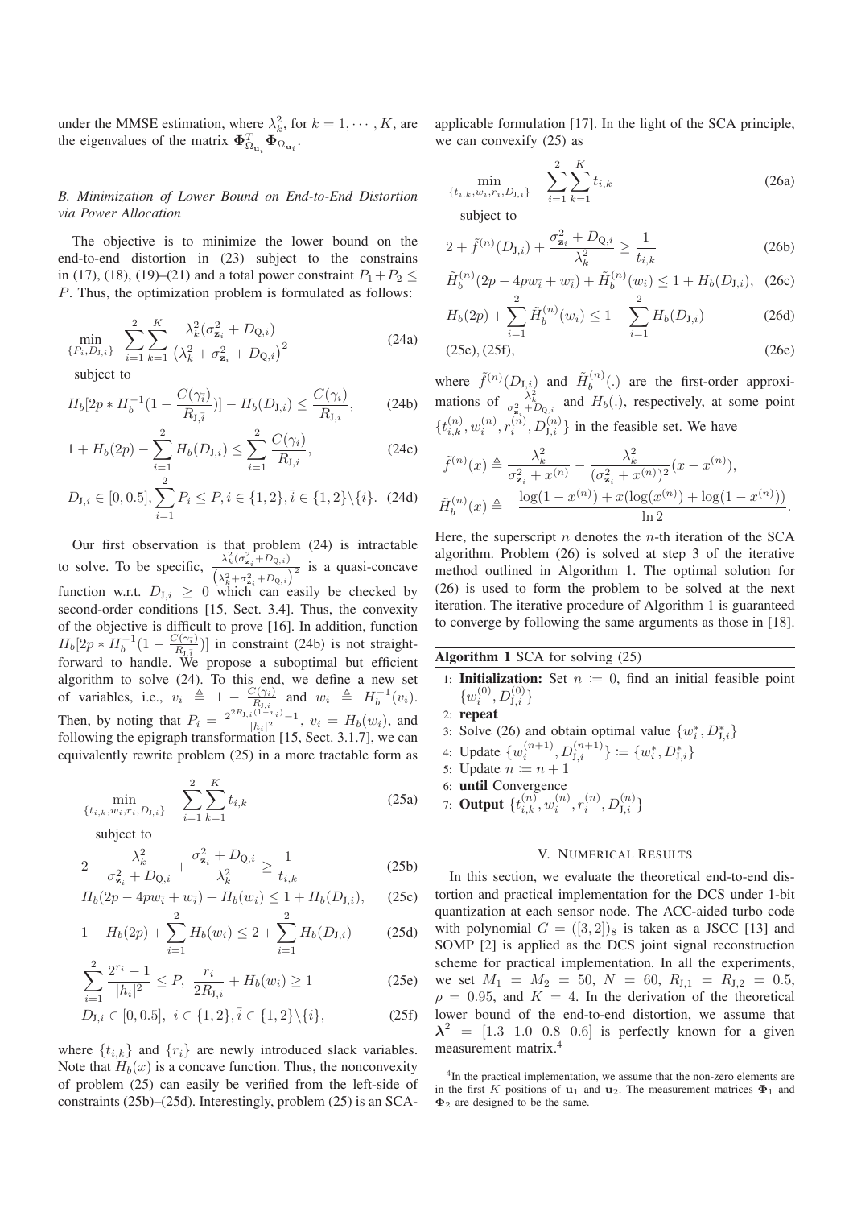under the MMSE estimation, where $\lambda_k^2$, for $k = 1, \cdots, K$, are the eigenvalues of the matrix $\mathbf{\Phi}_{\Omega_{\mathbf{u}_i}}^T \mathbf{\Phi}_{\Omega_{\mathbf{u}_i}}$.

### B. Minimization of Lower Bound on End-to-End Distortion via Power Allocation

The objective is to minimize the lower bound on the end-to-end distortion in (23) subject to the constrains in (17), (18), (19)–(21) and a total power constraint $P_1+P_2 \leq P$. Thus, the optimization problem is formulated as follows:

$$\min_{\{P_i, D_{\mathrm{J},i}\}} \quad \sum_{i=1}^{2}\sum_{k=1}^{K} \frac{\lambda_k^2(\sigma_{\mathbf{z}_i}^2 + D_{\mathrm{Q},i})}{\left(\lambda_k^2 + \sigma_{\mathbf{z}_i}^2 + D_{\mathrm{Q},i}\right)^2} \tag{24a}$$

subject to

$$H_b[2p * H_b^{-1}(1-\frac{C(\gamma_{\bar{i}})}{R_{\mathrm{J},\bar{i}}})] - H_b(D_{\mathrm{J},i}) \leq \frac{C(\gamma_i)}{R_{\mathrm{J},i}}, \tag{24b}$$

$$1 + H_b(2p) - \sum_{i=1}^{2} H_b(D_{\mathrm{J},i}) \leq \sum_{i=1}^{2} \frac{C(\gamma_i)}{R_{\mathrm{J},i}}, \tag{24c}$$

$$D_{\mathrm{J},i} \in [0, 0.5], \sum_{i=1}^{2} P_i \leq P, i \in \{1,2\}, \bar{i} \in \{1,2\}\backslash\{i\}. \tag{24d}$$

Our first observation is that problem (24) is intractable to solve. To be specific, $\frac{\lambda_k^2(\sigma_{\mathbf{z}_i}^2 + D_{\mathrm{Q},i})}{\left(\lambda_k^2 + \sigma_{\mathbf{z}_i}^2 + D_{\mathrm{Q},i}\right)^2}$ is a quasi-concave function w.r.t. $D_{\mathrm{J},i} \geq 0$ which can easily be checked by second-order conditions [15, Sect. 3.4]. Thus, the convexity of the objective is difficult to prove [16]. In addition, function $H_b[2p * H_b^{-1}(1-\frac{C(\gamma_{\bar{i}})}{R_{\mathrm{J},\bar{i}}})]$ in constraint (24b) is not straightforward to handle. We propose a suboptimal but efficient algorithm to solve (24). To this end, we define a new set of variables, i.e., $v_i \triangleq 1 - \frac{C(\gamma_i)}{R_{\mathrm{J},i}}$ and $w_i \triangleq H_b^{-1}(v_i)$. Then, by noting that $P_i = \frac{2^{2R_{\mathrm{J},i}(1-v_i)}-1}{|h_i|^2}$, $v_i = H_b(w_i)$, and following the epigraph transformation [15, Sect. 3.1.7], we can equivalently rewrite problem (25) in a more tractable form as

$$\min_{\{t_{i,k}, w_i, r_i, D_{\mathrm{J},i}\}} \quad \sum_{i=1}^{2}\sum_{k=1}^{K} t_{i,k} \tag{25a}$$

subject to

$$2 + \frac{\lambda_k^2}{\sigma_{\mathbf{z}_i}^2 + D_{\mathrm{Q},i}} + \frac{\sigma_{\mathbf{z}_i}^2 + D_{\mathrm{Q},i}}{\lambda_k^2} \geq \frac{1}{t_{i,k}} \tag{25b}$$

$$H_b(2p - 4pw_{\bar{i}} + w_{\bar{i}}) + H_b(w_i) \leq 1 + H_b(D_{\mathrm{J},i}), \tag{25c}$$

$$1 + H_b(2p) + \sum_{i=1}^{2} H_b(w_i) \leq 2 + \sum_{i=1}^{2} H_b(D_{\mathrm{J},i}) \tag{25d}$$

$$\sum_{i=1}^{2} \frac{2^{r_i}-1}{|h_i|^2} \leq P, \ \frac{r_i}{2R_{\mathrm{J},i}} + H_b(w_i) \geq 1 \tag{25e}$$

$$D_{\mathrm{J},i} \in [0, 0.5], \ i \in \{1,2\}, \bar{i} \in \{1,2\}\backslash\{i\}, \tag{25f}$$

where $\{t_{i,k}\}$ and $\{r_i\}$ are newly introduced slack variables. Note that $H_b(x)$ is a concave function. Thus, the nonconvexity of problem (25) can easily be verified from the left-side of constraints (25b)–(25d). Interestingly, problem (25) is an SCA-applicable formulation [17]. In the light of the SCA principle, we can convexify (25) as

$$\min_{\{t_{i,k}, w_i, r_i, D_{\mathrm{J},i}\}} \quad \sum_{i=1}^{2}\sum_{k=1}^{K} t_{i,k} \tag{26a}$$

subject to

$$2 + \tilde{f}^{(n)}(D_{\mathrm{J},i}) + \frac{\sigma_{\mathbf{z}_i}^2 + D_{\mathrm{Q},i}}{\lambda_k^2} \geq \frac{1}{t_{i,k}} \tag{26b}$$

$$\tilde{H}_b^{(n)}(2p - 4pw_{\bar{i}} + w_{\bar{i}}) + \tilde{H}_b^{(n)}(w_i) \leq 1 + H_b(D_{\mathrm{J},i}), \tag{26c}$$

$$H_b(2p) + \sum_{i=1}^{2} \tilde{H}_b^{(n)}(w_i) \leq 1 + \sum_{i=1}^{2} H_b(D_{\mathrm{J},i}) \tag{26d}$$

$$(25\text{e}), (25\text{f}), \tag{26e}$$

where $\tilde{f}^{(n)}(D_{\mathrm{J},i})$ and $\tilde{H}_b^{(n)}(.)$ are the first-order approximations of $\frac{\lambda_k^2}{\sigma_{\mathbf{z}_i}^2 + D_{\mathrm{Q},i}}$ and $H_b(.)$, respectively, at some point $\{t_{i,k}^{(n)}, w_i^{(n)}, r_i^{(n)}, D_{\mathrm{J},i}^{(n)}\}$ in the feasible set. We have

$$\tilde{f}^{(n)}(x) \triangleq \frac{\lambda_k^2}{\sigma_{\mathbf{z}_i}^2 + x^{(n)}} - \frac{\lambda_k^2}{(\sigma_{\mathbf{z}_i}^2 + x^{(n)})^2}(x - x^{(n)}),$$

$$\tilde{H}_b^{(n)}(x) \triangleq -\frac{\log(1-x^{(n)}) + x(\log(x^{(n)}) + \log(1-x^{(n)}))}{\ln 2}.$$

Here, the superscript $n$ denotes the $n$-th iteration of the SCA algorithm. Problem (26) is solved at step 3 of the iterative method outlined in Algorithm 1. The optimal solution for (26) is used to form the problem to be solved at the next iteration. The iterative procedure of Algorithm 1 is guaranteed to converge by following the same arguments as those in [18].

**Algorithm 1** SCA for solving (25)

1: **Initialization:** Set $n := 0$, find an initial feasible point $\{w_i^{(0)}, D_{\mathrm{J},i}^{(0)}\}$
2: **repeat**
3: Solve (26) and obtain optimal value $\{w_i^*, D_{\mathrm{J},i}^*\}$
4: Update $\{w_i^{(n+1)}, D_{\mathrm{J},i}^{(n+1)}\} := \{w_i^*, D_{\mathrm{J},i}^*\}$
5: Update $n := n+1$
6: **until** Convergence
7: **Output** $\{t_{i,k}^{(n)}, w_i^{(n)}, r_i^{(n)}, D_{\mathrm{J},i}^{(n)}\}$

## V. Numerical Results

In this section, we evaluate the theoretical end-to-end distortion and practical implementation for the DCS under 1-bit quantization at each sensor node. The ACC-aided turbo code with polynomial $G = ([3,2])_8$ is taken as a JSCC [13] and SOMP [2] is applied as the DCS joint signal reconstruction scheme for practical implementation. In all the experiments, we set $M_1 = M_2 = 50$, $N = 60$, $R_{\mathrm{J},1} = R_{\mathrm{J},2} = 0.5$, $\rho = 0.95$, and $K = 4$. In the derivation of the theoretical lower bound of the end-to-end distortion, we assume that $\boldsymbol{\lambda}^2 = [1.3 \ 1.0 \ 0.8 \ 0.6]$ is perfectly known for a given measurement matrix.[4]

[4]In the practical implementation, we assume that the non-zero elements are in the first $K$ positions of $\mathbf{u}_1$ and $\mathbf{u}_2$. The measurement matrices $\mathbf{\Phi}_1$ and $\mathbf{\Phi}_2$ are designed to be the same.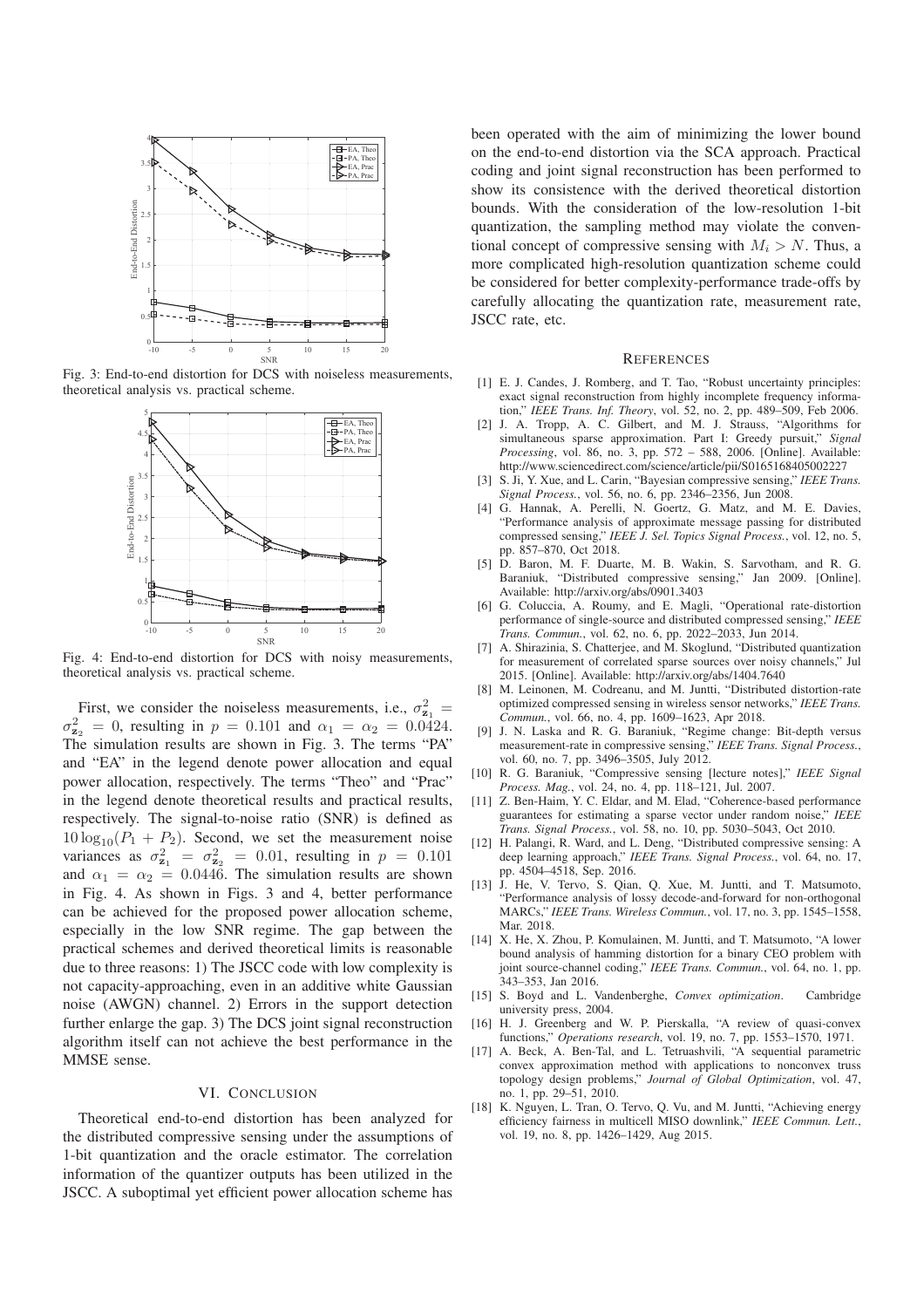End-to-End Distortion

EA, Theo
PA, Theo
EA, Prac
PA, Prac

SNR

Fig. 3: End-to-end distortion for DCS with noiseless measurements, theoretical analysis vs. practical scheme.

End-to-End Distortion

EA, Theo
PA, Theo
EA, Prac
PA, Prac

SNR

Fig. 4: End-to-end distortion for DCS with noisy measurements, theoretical analysis vs. practical scheme.

First, we consider the noiseless measurements, i.e., $\sigma_{\mathbf{z}_1}^2 = \sigma_{\mathbf{z}_2}^2 = 0$, resulting in $p = 0.101$ and $\alpha_1 = \alpha_2 = 0.0424$. The simulation results are shown in Fig. 3. The terms "PA" and "EA" in the legend denote power allocation and equal power allocation, respectively. The terms "Theo" and "Prac" in the legend denote theoretical results and practical results, respectively. The signal-to-noise ratio (SNR) is defined as $10\log_{10}(P_1 + P_2)$. Second, we set the measurement noise variances as $\sigma_{\mathbf{z}_1}^2 = \sigma_{\mathbf{z}_2}^2 = 0.01$, resulting in $p = 0.101$ and $\alpha_1 = \alpha_2 = 0.0446$. The simulation results are shown in Fig. 4. As shown in Figs. 3 and 4, better performance can be achieved for the proposed power allocation scheme, especially in the low SNR regime. The gap between the practical schemes and derived theoretical limits is reasonable due to three reasons: 1) The JSCC code with low complexity is not capacity-approaching, even in an additive white Gaussian noise (AWGN) channel. 2) Errors in the support detection further enlarge the gap. 3) The DCS joint signal reconstruction algorithm itself can not achieve the best performance in the MMSE sense.

## VI. Conclusion

Theoretical end-to-end distortion has been analyzed for the distributed compressive sensing under the assumptions of 1-bit quantization and the oracle estimator. The correlation information of the quantizer outputs has been utilized in the JSCC. A suboptimal yet efficient power allocation scheme has been operated with the aim of minimizing the lower bound on the end-to-end distortion via the SCA approach. Practical coding and joint signal reconstruction has been performed to show its consistence with the derived theoretical distortion bounds. With the consideration of the low-resolution 1-bit quantization, the sampling method may violate the conventional concept of compressive sensing with $M_i > N$. Thus, a more complicated high-resolution quantization scheme could be considered for better complexity-performance trade-offs by carefully allocating the quantization rate, measurement rate, JSCC rate, etc.

## References

[1] E. J. Candes, J. Romberg, and T. Tao, "Robust uncertainty principles: exact signal reconstruction from highly incomplete frequency information," *IEEE Trans. Inf. Theory*, vol. 52, no. 2, pp. 489–509, Feb 2006.

[2] J. A. Tropp, A. C. Gilbert, and M. J. Strauss, "Algorithms for simultaneous sparse approximation. Part I: Greedy pursuit," *Signal Processing*, vol. 86, no. 3, pp. 572 – 588, 2006. [Online]. Available: http://www.sciencedirect.com/science/article/pii/S0165168405002227

[3] S. Ji, Y. Xue, and L. Carin, "Bayesian compressive sensing," *IEEE Trans. Signal Process.*, vol. 56, no. 6, pp. 2346–2356, Jun 2008.

[4] G. Hannak, A. Perelli, N. Goertz, G. Matz, and M. E. Davies, "Performance analysis of approximate message passing for distributed compressed sensing," *IEEE J. Sel. Topics Signal Process.*, vol. 12, no. 5, pp. 857–870, Oct 2018.

[5] D. Baron, M. F. Duarte, M. B. Wakin, S. Sarvotham, and R. G. Baraniuk, "Distributed compressive sensing," Jan 2009. [Online]. Available: http://arxiv.org/abs/0901.3403

[6] G. Coluccia, A. Roumy, and E. Magli, "Operational rate-distortion performance of single-source and distributed compressed sensing," *IEEE Trans. Commun.*, vol. 62, no. 6, pp. 2022–2033, Jun 2014.

[7] A. Shirazinia, S. Chatterjee, and M. Skoglund, "Distributed quantization for measurement of correlated sparse sources over noisy channels," Jul 2015. [Online]. Available: http://arxiv.org/abs/1404.7640

[8] M. Leinonen, M. Codreanu, and M. Juntti, "Distributed distortion-rate optimized compressed sensing in wireless sensor networks," *IEEE Trans. Commun.*, vol. 66, no. 4, pp. 1609–1623, Apr 2018.

[9] J. N. Laska and R. G. Baraniuk, "Regime change: Bit-depth versus measurement-rate in compressive sensing," *IEEE Trans. Signal Process.*, vol. 60, no. 7, pp. 3496–3505, July 2012.

[10] R. G. Baraniuk, "Compressive sensing [lecture notes]," *IEEE Signal Process. Mag.*, vol. 24, no. 4, pp. 118–121, Jul. 2007.

[11] Z. Ben-Haim, Y. C. Eldar, and M. Elad, "Coherence-based performance guarantees for estimating a sparse vector under random noise," *IEEE Trans. Signal Process.*, vol. 58, no. 10, pp. 5030–5043, Oct 2010.

[12] H. Palangi, R. Ward, and L. Deng, "Distributed compressive sensing: A deep learning approach," *IEEE Trans. Signal Process.*, vol. 64, no. 17, pp. 4504–4518, Sep. 2016.

[13] J. He, V. Tervo, S. Qian, Q. Xue, M. Juntti, and T. Matsumoto, "Performance analysis of lossy decode-and-forward for non-orthogonal MARCs," *IEEE Trans. Wireless Commun.*, vol. 17, no. 3, pp. 1545–1558, Mar. 2018.

[14] X. He, X. Zhou, P. Komulainen, M. Juntti, and T. Matsumoto, "A lower bound analysis of hamming distortion for a binary CEO problem with joint source-channel coding," *IEEE Trans. Commun.*, vol. 64, no. 1, pp. 343–353, Jan 2016.

[15] S. Boyd and L. Vandenberghe, *Convex optimization*. Cambridge university press, 2004.

[16] H. J. Greenberg and W. P. Pierskalla, "A review of quasi-convex functions," *Operations research*, vol. 19, no. 7, pp. 1553–1570, 1971.

[17] A. Beck, A. Ben-Tal, and L. Tetruashvili, "A sequential parametric convex approximation method with applications to nonconvex truss topology design problems," *Journal of Global Optimization*, vol. 47, no. 1, pp. 29–51, 2010.

[18] K. Nguyen, L. Tran, O. Tervo, Q. Vu, and M. Juntti, "Achieving energy efficiency fairness in multicell MISO downlink," *IEEE Commun. Lett.*, vol. 19, no. 8, pp. 1426–1429, Aug 2015.